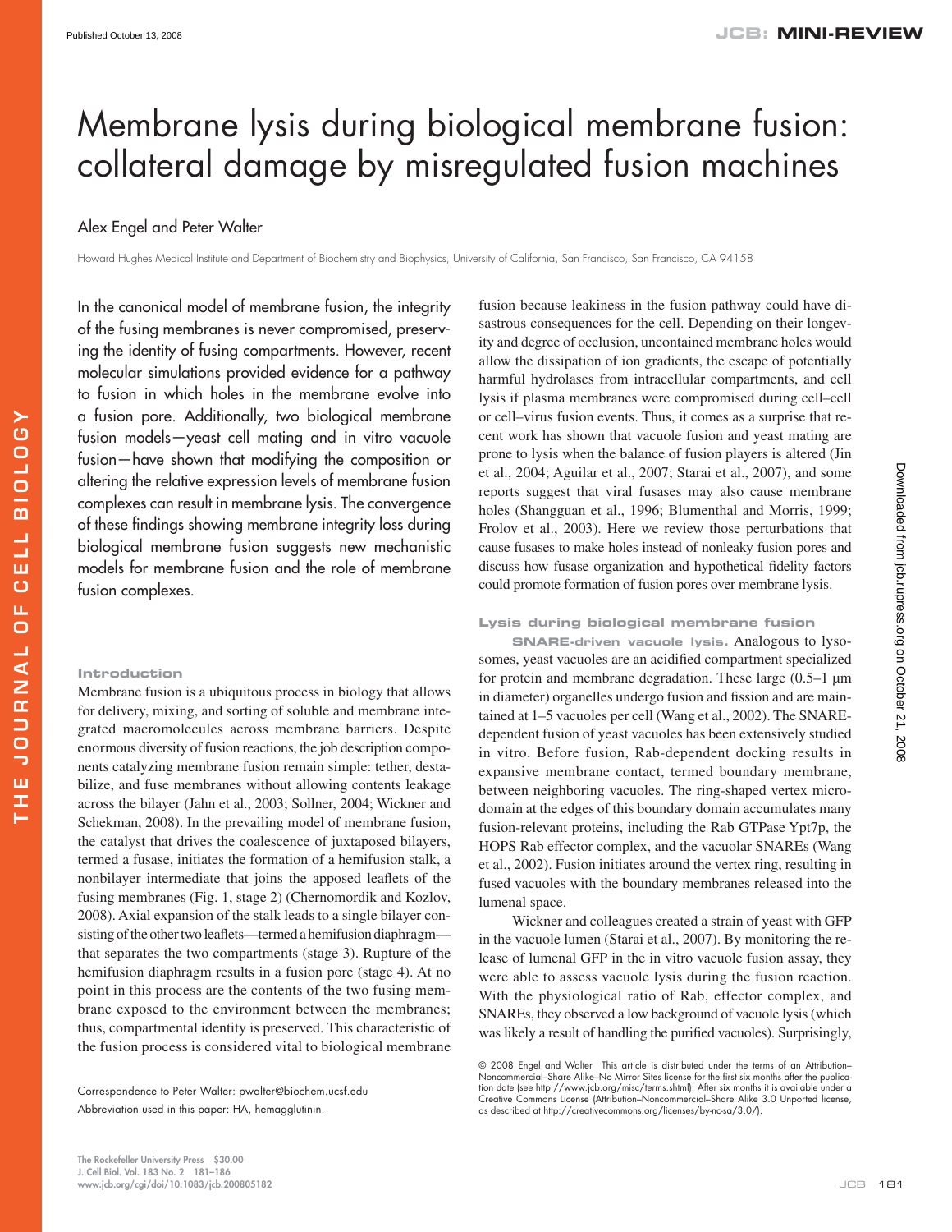# Membrane lysis during biological membrane fusion: collateral damage by misregulated fusion machines

Alex Engel and Peter Walter

Howard Hughes Medical Institute and Department of Biochemistry and Biophysics, University of California, San Francisco, San Francisco, CA 94158

In the canonical model of membrane fusion, the integrity of the fusing membranes is never compromised, preserving the identity of fusing compartments. However, recent molecular simulations provided evidence for a pathway to fusion in which holes in the membrane evolve into a fusion pore. Additionally, two biological membrane fusion models—yeast cell mating and in vitro vacuole fusion—have shown that modifying the composition or altering the relative expression levels of membrane fusion complexes can result in membrane lysis. The convergence of these findings showing membrane integrity loss during biological membrane fusion suggests new mechanistic models for membrane fusion and the role of membrane fusion complexes.

## Introduction

Membrane fusion is a ubiquitous process in biology that allows for delivery, mixing, and sorting of soluble and membrane integrated macromolecules across membrane barriers. Despite enormous diversity of fusion reactions, the job description components catalyzing membrane fusion remain simple: tether, destabilize, and fuse membranes without allowing contents leakage across the bilayer (Jahn et al., 2003; Sollner, 2004; Wickner and Schekman, 2008). In the prevailing model of membrane fusion, the catalyst that drives the coalescence of juxtaposed bilayers, termed a fusase, initiates the formation of a hemifusion stalk, a nonbilayer intermediate that joins the apposed leaflets of the fusing membranes (Fig. 1, stage 2) (Chernomordik and Kozlov, 2008). Axial expansion of the stalk leads to a single bilayer consisting of the other two leaflets—termed a hemifusion diaphragm—that separates the two compartments (stage 3). Rupture of the hemifusion diaphragm results in a fusion pore (stage 4). At no point in this process are the contents of the two fusing membrane exposed to the environment between the membranes; thus, compartmental identity is preserved. This characteristic of the fusion process is considered vital to biological membrane fusion because leakiness in the fusion pathway could have disastrous consequences for the cell. Depending on their longevity and degree of occlusion, uncontained membrane holes would allow the dissipation of ion gradients, the escape of potentially harmful hydrolases from intracellular compartments, and cell lysis if plasma membranes were compromised during cell–cell or cell–virus fusion events. Thus, it comes as a surprise that recent work has shown that vacuole fusion and yeast mating are prone to lysis when the balance of fusion players is altered (Jin et al., 2004; Aguilar et al., 2007; Starai et al., 2007), and some reports suggest that viral fusases may also cause membrane holes (Shangguan et al., 1996; Blumenthal and Morris, 1999; Frolov et al., 2003). Here we review those perturbations that cause fusases to make holes instead of nonleaky fusion pores and discuss how fusase organization and hypothetical fidelity factors could promote formation of fusion pores over membrane lysis.

## Lysis during biological membrane fusion

### SNARE-driven vacuole lysis.

Analogous to lysosomes, yeast vacuoles are an acidified compartment specialized for protein and membrane degradation. These large (0.5–1 μm in diameter) organelles undergo fusion and fission and are maintained at 1–5 vacuoles per cell (Wang et al., 2002). The SNARE-dependent fusion of yeast vacuoles has been extensively studied in vitro. Before fusion, Rab-dependent docking results in expansive membrane contact, termed boundary membrane, between neighboring vacuoles. The ring-shaped vertex microdomain at the edges of this boundary domain accumulates many fusion-relevant proteins, including the Rab GTPase Ypt7p, the HOPS Rab effector complex, and the vacuolar SNAREs (Wang et al., 2002). Fusion initiates around the vertex ring, resulting in fused vacuoles with the boundary membranes released into the lumenal space.

Wickner and colleagues created a strain of yeast with GFP in the vacuole lumen (Starai et al., 2007). By monitoring the release of lumenal GFP in the in vitro vacuole fusion assay, they were able to assess vacuole lysis during the fusion reaction. With the physiological ratio of Rab, effector complex, and SNAREs, they observed a low background of vacuole lysis (which was likely a result of handling the purified vacuoles). Surprisingly,

Correspondence to Peter Walter: pwalter@biochem.ucsf.edu

Abbreviation used in this paper: HA, hemagglutinin.

© 2008 Engel and Walter This article is distributed under the terms of an Attribution–Noncommercial–Share Alike–No Mirror Sites license for the first six months after the publication date (see http://www.jcb.org/misc/terms.shtml). After six months it is available under a Creative Commons License (Attribution–Noncommercial–Share Alike 3.0 Unported license, as described at http://creativecommons.org/licenses/by-nc-sa/3.0/).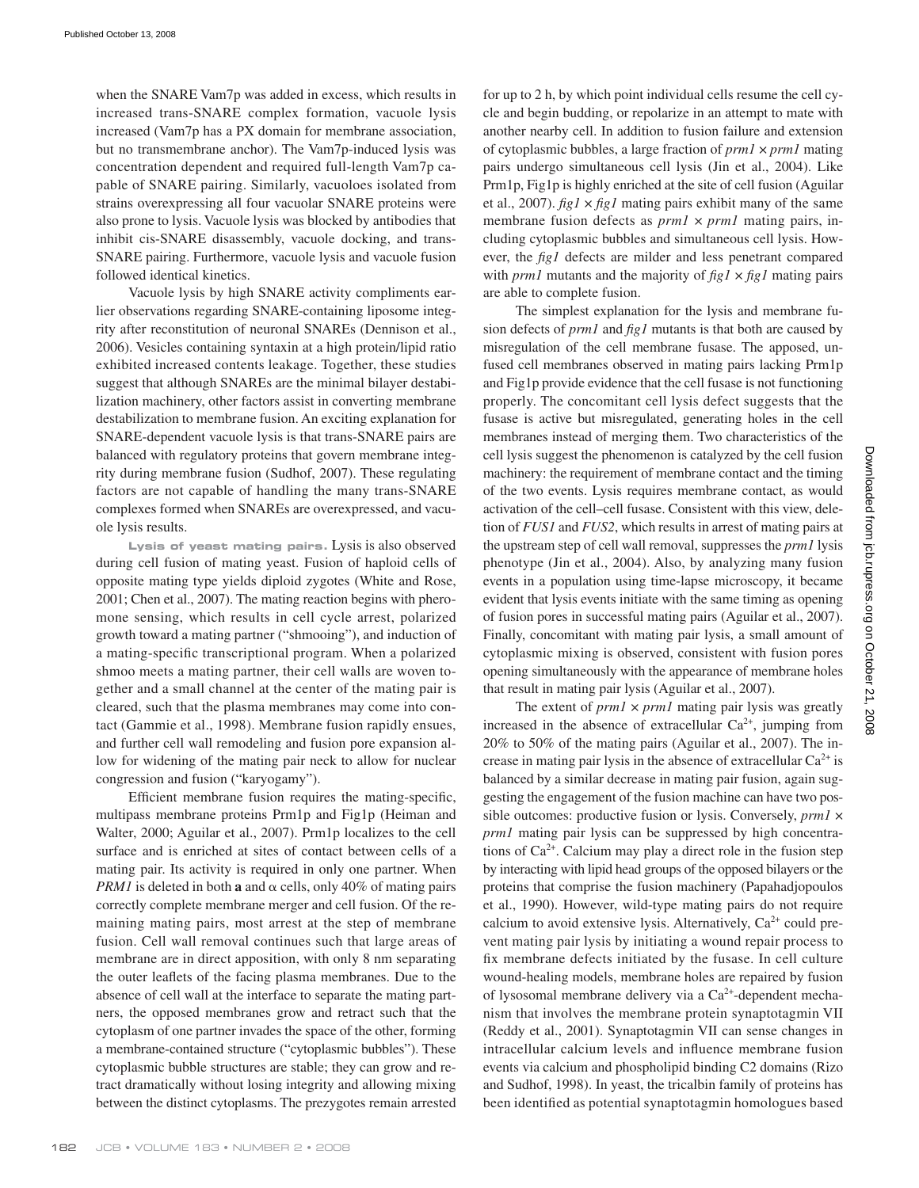when the SNARE Vam7p was added in excess, which results in increased trans-SNARE complex formation, vacuole lysis increased (Vam7p has a PX domain for membrane association, but no transmembrane anchor). The Vam7p-induced lysis was concentration dependent and required full-length Vam7p capable of SNARE pairing. Similarly, vacuoles isolated from strains overexpressing all four vacuolar SNARE proteins were also prone to lysis. Vacuole lysis was blocked by antibodies that inhibit cis-SNARE disassembly, vacuole docking, and trans-SNARE pairing. Furthermore, vacuole lysis and vacuole fusion followed identical kinetics.

Vacuole lysis by high SNARE activity compliments earlier observations regarding SNARE-containing liposome integrity after reconstitution of neuronal SNAREs (Dennison et al., 2006). Vesicles containing syntaxin at a high protein/lipid ratio exhibited increased contents leakage. Together, these studies suggest that although SNAREs are the minimal bilayer destabilization machinery, other factors assist in converting membrane destabilization to membrane fusion. An exciting explanation for SNARE-dependent vacuole lysis is that trans-SNARE pairs are balanced with regulatory proteins that govern membrane integrity during membrane fusion (Sudhof, 2007). These regulating factors are not capable of handling the many trans-SNARE complexes formed when SNAREs are overexpressed, and vacuole lysis results.

**Lysis of yeast mating pairs.** Lysis is also observed during cell fusion of mating yeast. Fusion of haploid cells of opposite mating type yields diploid zygotes (White and Rose, 2001; Chen et al., 2007). The mating reaction begins with pheromone sensing, which results in cell cycle arrest, polarized growth toward a mating partner ("shmooing"), and induction of a mating-specific transcriptional program. When a polarized shmoo meets a mating partner, their cell walls are woven together and a small channel at the center of the mating pair is cleared, such that the plasma membranes may come into contact (Gammie et al., 1998). Membrane fusion rapidly ensues, and further cell wall remodeling and fusion pore expansion allow for widening of the mating pair neck to allow for nuclear congression and fusion ("karyogamy").

Efficient membrane fusion requires the mating-specific, multipass membrane proteins Prm1p and Fig1p (Heiman and Walter, 2000; Aguilar et al., 2007). Prm1p localizes to the cell surface and is enriched at sites of contact between cells of a mating pair. Its activity is required in only one partner. When *PRM1* is deleted in both **a** and α cells, only 40% of mating pairs correctly complete membrane merger and cell fusion. Of the remaining mating pairs, most arrest at the step of membrane fusion. Cell wall removal continues such that large areas of membrane are in direct apposition, with only 8 nm separating the outer leaflets of the facing plasma membranes. Due to the absence of cell wall at the interface to separate the mating partners, the opposed membranes grow and retract such that the cytoplasm of one partner invades the space of the other, forming a membrane-contained structure ("cytoplasmic bubbles"). These cytoplasmic bubble structures are stable; they can grow and retract dramatically without losing integrity and allowing mixing between the distinct cytoplasms. The prezygotes remain arrested for up to 2 h, by which point individual cells resume the cell cycle and begin budding, or repolarize in an attempt to mate with another nearby cell. In addition to fusion failure and extension of cytoplasmic bubbles, a large fraction of *prm1* × *prm1* mating pairs undergo simultaneous cell lysis (Jin et al., 2004). Like Prm1p, Fig1p is highly enriched at the site of cell fusion (Aguilar et al., 2007). *fig1* × *fig1* mating pairs exhibit many of the same membrane fusion defects as *prm1* × *prm1* mating pairs, including cytoplasmic bubbles and simultaneous cell lysis. However, the *fig1* defects are milder and less penetrant compared with *prm1* mutants and the majority of *fig1* × *fig1* mating pairs are able to complete fusion.

The simplest explanation for the lysis and membrane fusion defects of *prm1* and *fig1* mutants is that both are caused by misregulation of the cell membrane fusase. The apposed, unfused cell membranes observed in mating pairs lacking Prm1p and Fig1p provide evidence that the cell fusase is not functioning properly. The concomitant cell lysis defect suggests that the fusase is active but misregulated, generating holes in the cell membranes instead of merging them. Two characteristics of the cell lysis suggest the phenomenon is catalyzed by the cell fusion machinery: the requirement of membrane contact and the timing of the two events. Lysis requires membrane contact, as would activation of the cell–cell fusase. Consistent with this view, deletion of *FUS1* and *FUS2*, which results in arrest of mating pairs at the upstream step of cell wall removal, suppresses the *prm1* lysis phenotype (Jin et al., 2004). Also, by analyzing many fusion events in a population using time-lapse microscopy, it became evident that lysis events initiate with the same timing as opening of fusion pores in successful mating pairs (Aguilar et al., 2007). Finally, concomitant with mating pair lysis, a small amount of cytoplasmic mixing is observed, consistent with fusion pores opening simultaneously with the appearance of membrane holes that result in mating pair lysis (Aguilar et al., 2007).

The extent of *prm1* × *prm1* mating pair lysis was greatly increased in the absence of extracellular $Ca^{2+}$, jumping from 20% to 50% of the mating pairs (Aguilar et al., 2007). The increase in mating pair lysis in the absence of extracellular $Ca^{2+}$ is balanced by a similar decrease in mating pair fusion, again suggesting the engagement of the fusion machine can have two possible outcomes: productive fusion or lysis. Conversely, *prm1* × *prm1* mating pair lysis can be suppressed by high concentrations of $Ca^{2+}$. Calcium may play a direct role in the fusion step by interacting with lipid head groups of the opposed bilayers or the proteins that comprise the fusion machinery (Papahadjopoulos et al., 1990). However, wild-type mating pairs do not require calcium to avoid extensive lysis. Alternatively, $Ca^{2+}$ could prevent mating pair lysis by initiating a wound repair process to fix membrane defects initiated by the fusase. In cell culture wound-healing models, membrane holes are repaired by fusion of lysosomal membrane delivery via a $Ca^{2+}$-dependent mechanism that involves the membrane protein synaptotagmin VII (Reddy et al., 2001). Synaptotagmin VII can sense changes in intracellular calcium levels and influence membrane fusion events via calcium and phospholipid binding C2 domains (Rizo and Sudhof, 1998). In yeast, the tricalbin family of proteins has been identified as potential synaptotagmin homologues based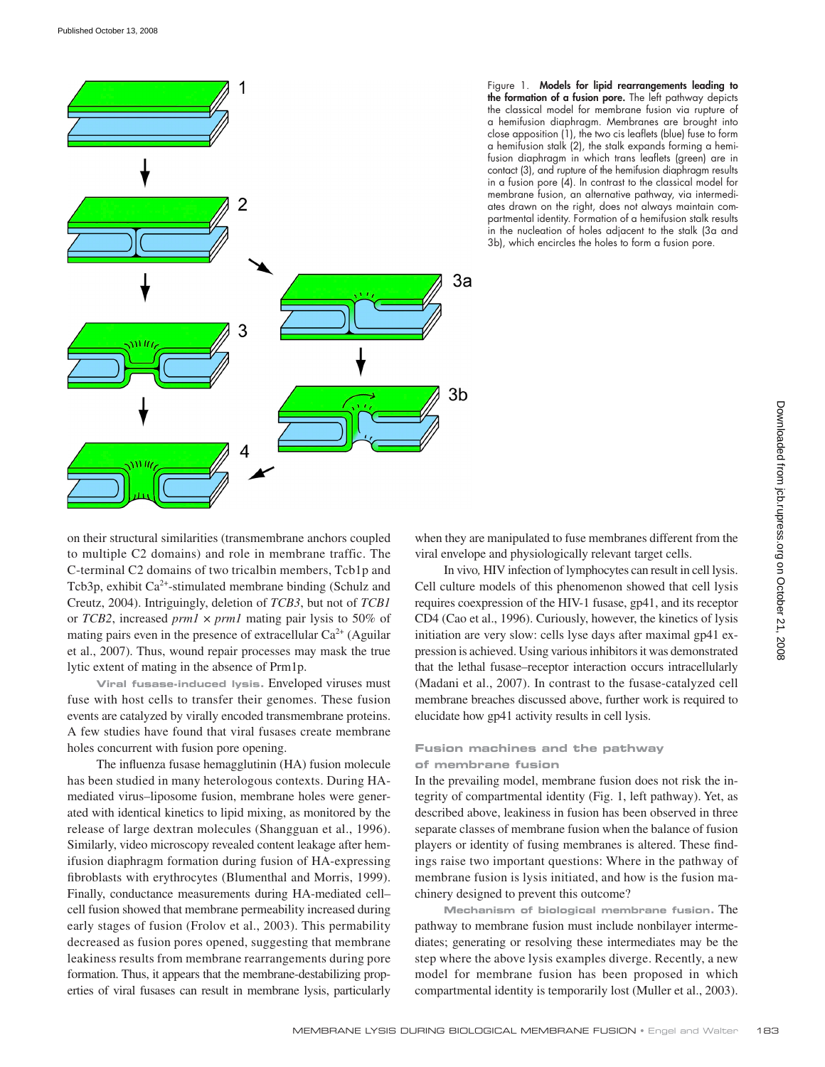1

2

3

4

3a

3b

Figure 1. **Models for lipid rearrangements leading to the formation of a fusion pore.** The left pathway depicts the classical model for membrane fusion via rupture of a hemifusion diaphragm. Membranes are brought into close apposition (1), the two cis leaflets (blue) fuse to form a hemifusion stalk (2), the stalk expands forming a hemifusion diaphragm in which trans leaflets (green) are in contact (3), and rupture of the hemifusion diaphragm results in a fusion pore (4). In contrast to the classical model for membrane fusion, an alternative pathway, via intermediates drawn on the right, does not always maintain compartmental identity. Formation of a hemifusion stalk results in the nucleation of holes adjacent to the stalk (3a and 3b), which encircles the holes to form a fusion pore.

on their structural similarities (transmembrane anchors coupled to multiple C2 domains) and role in membrane traffic. The C-terminal C2 domains of two tricalbin members, Tcb1p and Tcb3p, exhibit $Ca^{2+}$-stimulated membrane binding (Schulz and Creutz, 2004). Intriguingly, deletion of *TCB3*, but not of *TCB1* or *TCB2*, increased *prm1* × *prm1* mating pair lysis to 50% of mating pairs even in the presence of extracellular $Ca^{2+}$ (Aguilar et al., 2007). Thus, wound repair processes may mask the true lytic extent of mating in the absence of Prm1p.

**Viral fusase-induced lysis.** Enveloped viruses must fuse with host cells to transfer their genomes. These fusion events are catalyzed by virally encoded transmembrane proteins. A few studies have found that viral fusases create membrane holes concurrent with fusion pore opening.

The influenza fusase hemagglutinin (HA) fusion molecule has been studied in many heterologous contexts. During HA-mediated virus–liposome fusion, membrane holes were generated with identical kinetics to lipid mixing, as monitored by the release of large dextran molecules (Shangguan et al., 1996). Similarly, video microscopy revealed content leakage after hemifusion diaphragm formation during fusion of HA-expressing fibroblasts with erythrocytes (Blumenthal and Morris, 1999). Finally, conductance measurements during HA-mediated cell–cell fusion showed that membrane permeability increased during early stages of fusion (Frolov et al., 2003). This permeability decreased as fusion pores opened, suggesting that membrane leakiness results from membrane rearrangements during pore formation. Thus, it appears that the membrane-destabilizing properties of viral fusases can result in membrane lysis, particularly when they are manipulated to fuse membranes different from the viral envelope and physiologically relevant target cells.

In vivo, HIV infection of lymphocytes can result in cell lysis. Cell culture models of this phenomenon showed that cell lysis requires coexpression of the HIV-1 fusase, gp41, and its receptor CD4 (Cao et al., 1996). Curiously, however, the kinetics of lysis initiation are very slow: cells lyse days after maximal gp41 expression is achieved. Using various inhibitors it was demonstrated that the lethal fusase–receptor interaction occurs intracellularly (Madani et al., 2007). In contrast to the fusase-catalyzed cell membrane breaches discussed above, further work is required to elucidate how gp41 activity results in cell lysis.

## Fusion machines and the pathway of membrane fusion

In the prevailing model, membrane fusion does not risk the integrity of compartmental identity (Fig. 1, left pathway). Yet, as described above, leakiness in fusion has been observed in three separate classes of membrane fusion when the balance of fusion players or identity of fusing membranes is altered. These findings raise two important questions: Where in the pathway of membrane fusion is lysis initiated, and how is the fusion machinery designed to prevent this outcome?

**Mechanism of biological membrane fusion.** The pathway to membrane fusion must include nonbilayer intermediates; generating or resolving these intermediates may be the step where the above lysis examples diverge. Recently, a new model for membrane fusion has been proposed in which compartmental identity is temporarily lost (Muller et al., 2003).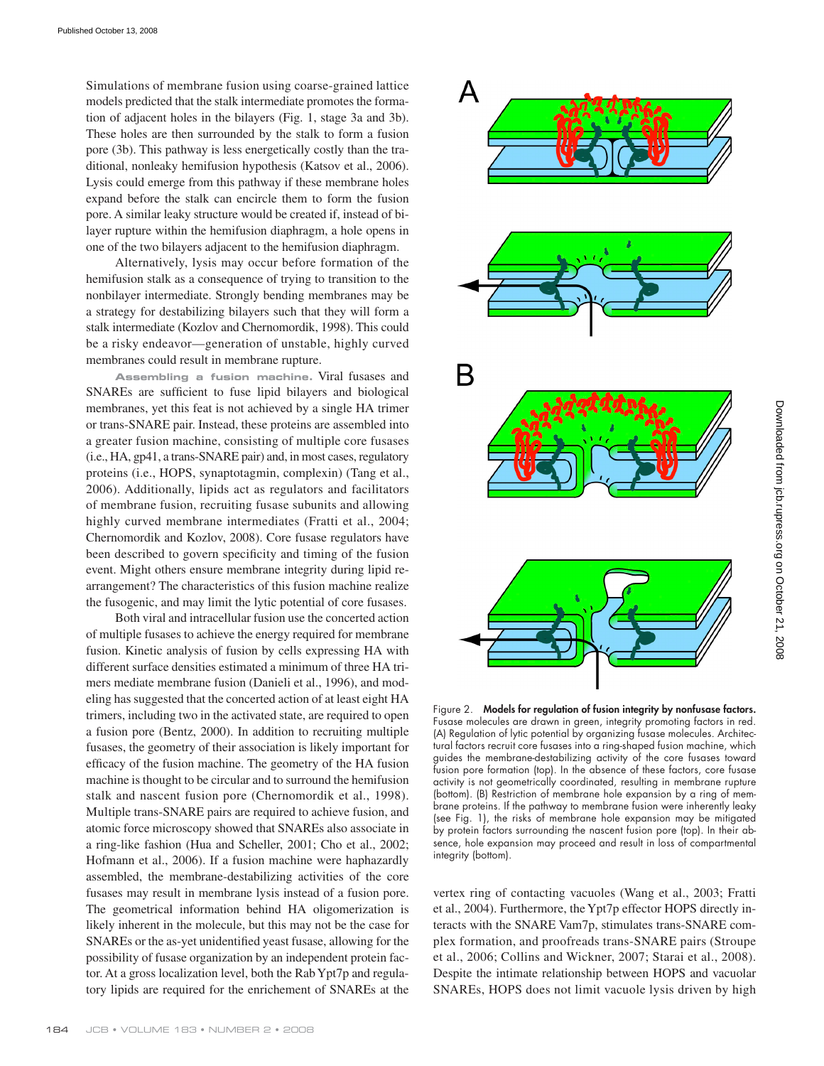Simulations of membrane fusion using coarse-grained lattice models predicted that the stalk intermediate promotes the formation of adjacent holes in the bilayers (Fig. 1, stage 3a and 3b). These holes are then surrounded by the stalk to form a fusion pore (3b). This pathway is less energetically costly than the traditional, nonleaky hemifusion hypothesis (Katsov et al., 2006). Lysis could emerge from this pathway if these membrane holes expand before the stalk can encircle them to form the fusion pore. A similar leaky structure would be created if, instead of bilayer rupture within the hemifusion diaphragm, a hole opens in one of the two bilayers adjacent to the hemifusion diaphragm.

Alternatively, lysis may occur before formation of the hemifusion stalk as a consequence of trying to transition to the nonbilayer intermediate. Strongly bending membranes may be a strategy for destabilizing bilayers such that they will form a stalk intermediate (Kozlov and Chernomordik, 1998). This could be a risky endeavor—generation of unstable, highly curved membranes could result in membrane rupture.

**Assembling a fusion machine.** Viral fusases and SNAREs are sufficient to fuse lipid bilayers and biological membranes, yet this feat is not achieved by a single HA trimer or trans-SNARE pair. Instead, these proteins are assembled into a greater fusion machine, consisting of multiple core fusases (i.e., HA, gp41, a trans-SNARE pair) and, in most cases, regulatory proteins (i.e., HOPS, synaptotagmin, complexin) (Tang et al., 2006). Additionally, lipids act as regulators and facilitators of membrane fusion, recruiting fusase subunits and allowing highly curved membrane intermediates (Fratti et al., 2004; Chernomordik and Kozlov, 2008). Core fusase regulators have been described to govern specificity and timing of the fusion event. Might others ensure membrane integrity during lipid rearrangement? The characteristics of this fusion machine realize the fusogenic, and may limit the lytic potential of core fusases.

Both viral and intracellular fusion use the concerted action of multiple fusases to achieve the energy required for membrane fusion. Kinetic analysis of fusion by cells expressing HA with different surface densities estimated a minimum of three HA trimers mediate membrane fusion (Danieli et al., 1996), and modeling has suggested that the concerted action of at least eight HA trimers, including two in the activated state, are required to open a fusion pore (Bentz, 2000). In addition to recruiting multiple fusases, the geometry of their association is likely important for efficacy of the fusion machine. The geometry of the HA fusion machine is thought to be circular and to surround the hemifusion stalk and nascent fusion pore (Chernomordik et al., 1998). Multiple trans-SNARE pairs are required to achieve fusion, and atomic force microscopy showed that SNAREs also associate in a ring-like fashion (Hua and Scheller, 2001; Cho et al., 2002; Hofmann et al., 2006). If a fusion machine were haphazardly assembled, the membrane-destabilizing activities of the core fusases may result in membrane lysis instead of a fusion pore. The geometrical information behind HA oligomerization is likely inherent in the molecule, but this may not be the case for SNAREs or the as-yet unidentified yeast fusase, allowing for the possibility of fusase organization by an independent protein factor. At a gross localization level, both the Rab Ypt7p and regulatory lipids are required for the enrichement of SNAREs at the vertex ring of contacting vacuoles (Wang et al., 2003; Fratti et al., 2004). Furthermore, the Ypt7p effector HOPS directly interacts with the SNARE Vam7p, stimulates trans-SNARE complex formation, and proofreads trans-SNARE pairs (Stroupe et al., 2006; Collins and Wickner, 2007; Starai et al., 2008). Despite the intimate relationship between HOPS and vacuolar SNAREs, HOPS does not limit vacuole lysis driven by high

A

B

Figure 2. **Models for regulation of fusion integrity by nonfusase factors.** Fusase molecules are drawn in green, integrity promoting factors in red. (A) Regulation of lytic potential by organizing fusase molecules. Architectural factors recruit core fusases into a ring-shaped fusion machine, which guides the membrane-destabilizing activity of the core fusases toward fusion pore formation (top). In the absence of these factors, core fusase activity is not geometrically coordinated, resulting in membrane rupture (bottom). (B) Restriction of membrane hole expansion by a ring of membrane proteins. If the pathway to membrane fusion were inherently leaky (see Fig. 1), the risks of membrane hole expansion may be mitigated by protein factors surrounding the nascent fusion pore (top). In their absence, hole expansion may proceed and result in loss of compartmental integrity (bottom).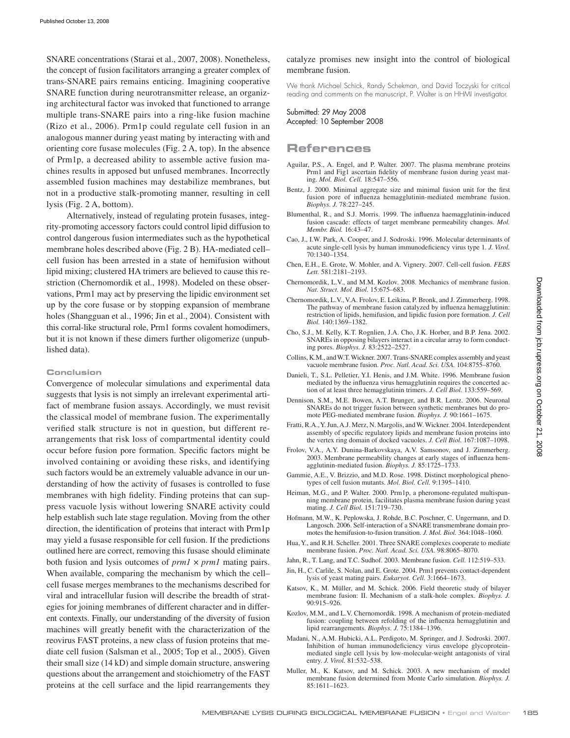SNARE concentrations (Starai et al., 2007, 2008). Nonetheless, the concept of fusion facilitators arranging a greater complex of trans-SNARE pairs remains enticing. Imagining cooperative SNARE function during neurotransmitter release, an organizing architectural factor was invoked that functioned to arrange multiple trans-SNARE pairs into a ring-like fusion machine (Rizo et al., 2006). Prm1p could regulate cell fusion in an analogous manner during yeast mating by interacting with and orienting core fusase molecules (Fig. 2 A, top). In the absence of Prm1p, a decreased ability to assemble active fusion machines results in apposed but unfused membranes. Incorrectly assembled fusion machines may destabilize membranes, but not in a productive stalk-promoting manner, resulting in cell lysis (Fig. 2 A, bottom).

Alternatively, instead of regulating protein fusases, integrity-promoting accessory factors could control lipid diffusion to control dangerous fusion intermediates such as the hypothetical membrane holes described above (Fig. 2 B). HA-mediated cell–cell fusion has been arrested in a state of hemifusion without lipid mixing; clustered HA trimers are believed to cause this restriction (Chernomordik et al., 1998). Modeled on these observations, Prm1 may act by preserving the lipidic environment set up by the core fusase or by stopping expansion of membrane holes (Shangguan et al., 1996; Jin et al., 2004). Consistent with this corral-like structural role, Prm1 forms covalent homodimers, but it is not known if these dimers further oligomerize (unpublished data).

### Conclusion

Convergence of molecular simulations and experimental data suggests that lysis is not simply an irrelevant experimental artifact of membrane fusion assays. Accordingly, we must revisit the classical model of membrane fusion. The experimentally verified stalk structure is not in question, but different rearrangements that risk loss of compartmental identity could occur before fusion pore formation. Specific factors might be involved containing or avoiding these risks, and identifying such factors would be an extremely valuable advance in our understanding of how the activity of fusases is controlled to fuse membranes with high fidelity. Finding proteins that can suppress vacuole lysis without lowering SNARE activity could help establish such late stage regulation. Moving from the other direction, the identification of proteins that interact with Prm1p may yield a fusase responsible for cell fusion. If the predictions outlined here are correct, removing this fusase should eliminate both fusion and lysis outcomes of *prm1* × *prm1* mating pairs. When available, comparing the mechanism by which the cell–cell fusase merges membranes to the mechanisms described for viral and intracellular fusion will describe the breadth of strategies for joining membranes of different character and in different contexts. Finally, our understanding of the diversity of fusion machines will greatly benefit with the characterization of the reovirus FAST proteins, a new class of fusion proteins that mediate cell fusion (Salsman et al., 2005; Top et al., 2005). Given their small size (14 kD) and simple domain structure, answering questions about the arrangement and stoichiometry of the FAST proteins at the cell surface and the lipid rearrangements they catalyze promises new insight into the control of biological membrane fusion.

We thank Michael Schick, Randy Schekman, and David Toczyski for critical reading and comments on the manuscript. P. Walter is an HHMI investigator.

Submitted: 29 May 2008
Accepted: 10 September 2008

## References

Aguilar, P.S., A. Engel, and P. Walter. 2007. The plasma membrane proteins Prm1 and Fig1 ascertain fidelity of membrane fusion during yeast mating. *Mol. Biol. Cell.* 18:547–556.

Bentz, J. 2000. Minimal aggregate size and minimal fusion unit for the first fusion pore of influenza hemagglutinin-mediated membrane fusion. *Biophys. J.* 78:227–245.

Blumenthal, R., and S.J. Morris. 1999. The influenza haemagglutinin-induced fusion cascade: effects of target membrane permeability changes. *Mol. Membr. Biol.* 16:43–47.

Cao, J., I.W. Park, A. Cooper, and J. Sodroski. 1996. Molecular determinants of acute single-cell lysis by human immunodeficiency virus type 1. *J. Virol.* 70:1340–1354.

Chen, E.H., E. Grote, W. Mohler, and A. Vignery. 2007. Cell-cell fusion. *FEBS Lett.* 581:2181–2193.

Chernomordik, L.V., and M.M. Kozlov. 2008. Mechanics of membrane fusion. *Nat. Struct. Mol. Biol.* 15:675–683.

Chernomordik, L.V., V.A. Frolov, E. Leikina, P. Bronk, and J. Zimmerberg. 1998. The pathway of membrane fusion catalyzed by influenza hemagglutinin: restriction of lipids, hemifusion, and lipidic fusion pore formation. *J. Cell Biol.* 140:1369–1382.

Cho, S.J., M. Kelly, K.T. Rognlien, J.A. Cho, J.K. Horber, and B.P. Jena. 2002. SNAREs in opposing bilayers interact in a circular array to form conducting pores. *Biophys. J.* 83:2522–2527.

Collins, K.M., and W.T. Wickner. 2007. Trans-SNARE complex assembly and yeast vacuole membrane fusion. *Proc. Natl. Acad. Sci. USA.* 104:8755–8760.

Danieli, T., S.L. Pelletier, Y.I. Henis, and J.M. White. 1996. Membrane fusion mediated by the influenza virus hemagglutinin requires the concerted action of at least three hemagglutinin trimers. *J. Cell Biol.* 133:559–569.

Dennison, S.M., M.E. Bowen, A.T. Brunger, and B.R. Lentz. 2006. Neuronal SNAREs do not trigger fusion between synthetic membranes but do promote PEG-mediated membrane fusion. *Biophys. J.* 90:1661–1675.

Fratti, R.A., Y. Jun, A.J. Merz, N. Margolis, and W. Wickner. 2004. Interdependent assembly of specific regulatory lipids and membrane fusion proteins into the vertex ring domain of docked vacuoles. *J. Cell Biol.* 167:1087–1098.

Frolov, V.A., A.Y. Dunina-Barkovskaya, A.V. Samsonov, and J. Zimmerberg. 2003. Membrane permeability changes at early stages of influenza hemagglutinin-mediated fusion. *Biophys. J.* 85:1725–1733.

Gammie, A.E., V. Brizzio, and M.D. Rose. 1998. Distinct morphological phenotypes of cell fusion mutants. *Mol. Biol. Cell.* 9:1395–1410.

Heiman, M.G., and P. Walter. 2000. Prm1p, a pheromone-regulated multispanning membrane protein, facilitates plasma membrane fusion during yeast mating. *J. Cell Biol.* 151:719–730.

Hofmann, M.W., K. Peplowska, J. Rohde, B.C. Poschner, C. Ungermann, and D. Langosch. 2006. Self-interaction of a SNARE transmembrane domain promotes the hemifusion-to-fusion transition. *J. Mol. Biol.* 364:1048–1060.

Hua, Y., and R.H. Scheller. 2001. Three SNARE complexes cooperate to mediate membrane fusion. *Proc. Natl. Acad. Sci. USA.* 98:8065–8070.

Jahn, R., T. Lang, and T.C. Sudhof. 2003. Membrane fusion. *Cell.* 112:519–533.

Jin, H., C. Carlile, S. Nolan, and E. Grote. 2004. Prm1 prevents contact-dependent lysis of yeast mating pairs. *Eukaryot. Cell.* 3:1664–1673.

Katsov, K., M. Müller, and M. Schick. 2006. Field theoretic study of bilayer membrane fusion: II. Mechanism of a stalk-hole complex. *Biophys. J.* 90:915–926.

Kozlov, M.M., and L.V. Chernomordik. 1998. A mechanism of protein-mediated fusion: coupling between refolding of the influenza hemagglutinin and lipid rearrangements. *Biophys. J.* 75:1384–1396.

Madani, N., A.M. Hubicki, A.L. Perdigoto, M. Springer, and J. Sodroski. 2007. Inhibition of human immunodeficiency virus envelope glycoprotein-mediated single cell lysis by low-molecular-weight antagonists of viral entry. *J. Virol.* 81:532–538.

Muller, M., K. Katsov, and M. Schick. 2003. A new mechanism of model membrane fusion determined from Monte Carlo simulation. *Biophys. J.* 85:1611–1623.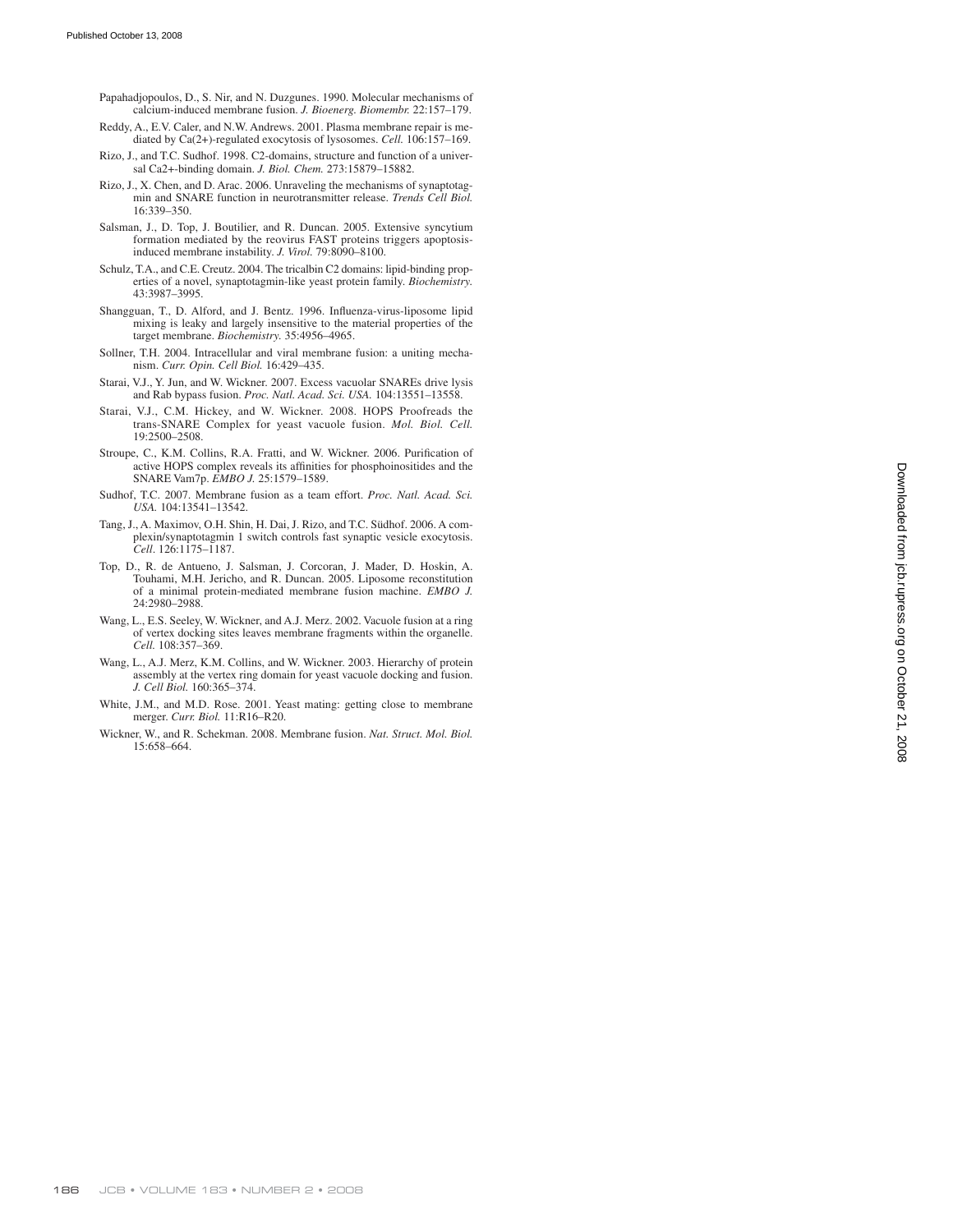Papahadjopoulos, D., S. Nir, and N. Duzgunes. 1990. Molecular mechanisms of calcium-induced membrane fusion. *J. Bioenerg. Biomembr.* 22:157–179.

Reddy, A., E.V. Caler, and N.W. Andrews. 2001. Plasma membrane repair is mediated by Ca(2+)-regulated exocytosis of lysosomes. *Cell.* 106:157–169.

Rizo, J., and T.C. Sudhof. 1998. C2-domains, structure and function of a universal Ca2+-binding domain. *J. Biol. Chem.* 273:15879–15882.

Rizo, J., X. Chen, and D. Arac. 2006. Unraveling the mechanisms of synaptotagmin and SNARE function in neurotransmitter release. *Trends Cell Biol.* 16:339–350.

Salsman, J., D. Top, J. Boutilier, and R. Duncan. 2005. Extensive syncytium formation mediated by the reovirus FAST proteins triggers apoptosis-induced membrane instability. *J. Virol.* 79:8090–8100.

Schulz, T.A., and C.E. Creutz. 2004. The tricalbin C2 domains: lipid-binding properties of a novel, synaptotagmin-like yeast protein family. *Biochemistry.* 43:3987–3995.

Shangguan, T., D. Alford, and J. Bentz. 1996. Influenza-virus-liposome lipid mixing is leaky and largely insensitive to the material properties of the target membrane. *Biochemistry.* 35:4956–4965.

Sollner, T.H. 2004. Intracellular and viral membrane fusion: a uniting mechanism. *Curr. Opin. Cell Biol.* 16:429–435.

Starai, V.J., Y. Jun, and W. Wickner. 2007. Excess vacuolar SNAREs drive lysis and Rab bypass fusion. *Proc. Natl. Acad. Sci. USA.* 104:13551–13558.

Starai, V.J., C.M. Hickey, and W. Wickner. 2008. HOPS Proofreads the trans-SNARE Complex for yeast vacuole fusion. *Mol. Biol. Cell.* 19:2500–2508.

Stroupe, C., K.M. Collins, R.A. Fratti, and W. Wickner. 2006. Purification of active HOPS complex reveals its affinities for phosphoinositides and the SNARE Vam7p. *EMBO J.* 25:1579–1589.

Sudhof, T.C. 2007. Membrane fusion as a team effort. *Proc. Natl. Acad. Sci. USA.* 104:13541–13542.

Tang, J., A. Maximov, O.H. Shin, H. Dai, J. Rizo, and T.C. Südhof. 2006. A complexin/synaptotagmin 1 switch controls fast synaptic vesicle exocytosis. *Cell*. 126:1175–1187.

Top, D., R. de Antueno, J. Salsman, J. Corcoran, J. Mader, D. Hoskin, A. Touhami, M.H. Jericho, and R. Duncan. 2005. Liposome reconstitution of a minimal protein-mediated membrane fusion machine. *EMBO J.* 24:2980–2988.

Wang, L., E.S. Seeley, W. Wickner, and A.J. Merz. 2002. Vacuole fusion at a ring of vertex docking sites leaves membrane fragments within the organelle. *Cell.* 108:357–369.

Wang, L., A.J. Merz, K.M. Collins, and W. Wickner. 2003. Hierarchy of protein assembly at the vertex ring domain for yeast vacuole docking and fusion. *J. Cell Biol.* 160:365–374.

White, J.M., and M.D. Rose. 2001. Yeast mating: getting close to membrane merger. *Curr. Biol.* 11:R16–R20.

Wickner, W., and R. Schekman. 2008. Membrane fusion. *Nat. Struct. Mol. Biol.* 15:658–664.